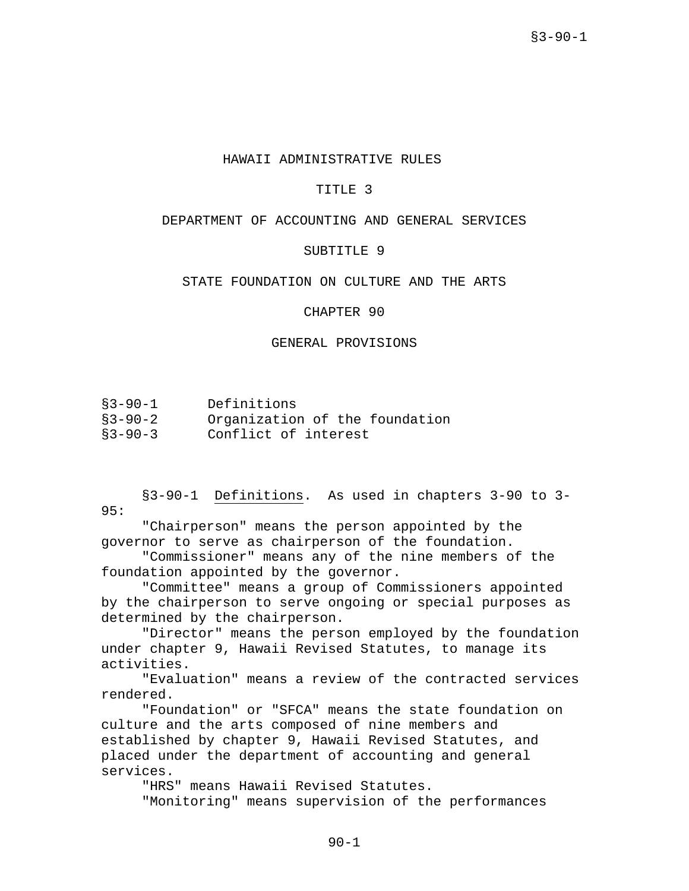# HAWAII ADMINISTRATIVE RULES

## TITLE 3

## DEPARTMENT OF ACCOUNTING AND GENERAL SERVICES

## SUBTITLE 9

## STATE FOUNDATION ON CULTURE AND THE ARTS

## CHAPTER 90

## GENERAL PROVISIONS

| | |
|---|---|
| §3-90-1 | Definitions |
| §3-90-2 | Organization of the foundation |
| §3-90-3 | Conflict of interest |

§3-90-1 Definitions. As used in chapters 3-90 to 3-95:

"Chairperson" means the person appointed by the governor to serve as chairperson of the foundation.

"Commissioner" means any of the nine members of the foundation appointed by the governor.

"Committee" means a group of Commissioners appointed by the chairperson to serve ongoing or special purposes as determined by the chairperson.

"Director" means the person employed by the foundation under chapter 9, Hawaii Revised Statutes, to manage its activities.

"Evaluation" means a review of the contracted services rendered.

"Foundation" or "SFCA" means the state foundation on culture and the arts composed of nine members and established by chapter 9, Hawaii Revised Statutes, and placed under the department of accounting and general services.

"HRS" means Hawaii Revised Statutes.

"Monitoring" means supervision of the performances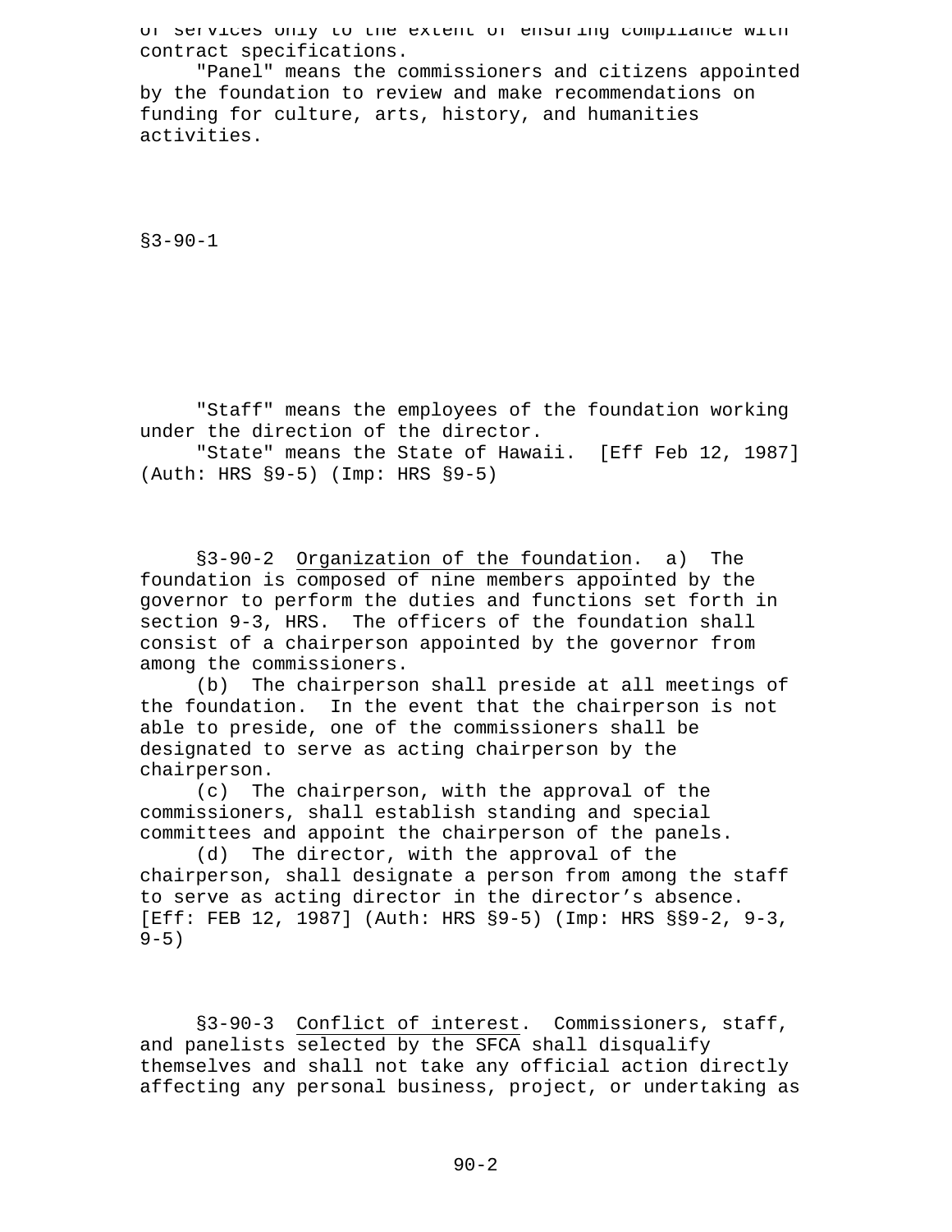of services only to the extent of ensuring compliance with contract specifications.

"Panel" means the commissioners and citizens appointed by the foundation to review and make recommendations on funding for culture, arts, history, and humanities activities.

§3-90-1

"Staff" means the employees of the foundation working under the direction of the director.

"State" means the State of Hawaii. [Eff Feb 12, 1987] (Auth: HRS §9-5) (Imp: HRS §9-5)

§3-90-2 Organization of the foundation. a) The foundation is composed of nine members appointed by the governor to perform the duties and functions set forth in section 9-3, HRS. The officers of the foundation shall consist of a chairperson appointed by the governor from among the commissioners.

(b) The chairperson shall preside at all meetings of the foundation. In the event that the chairperson is not able to preside, one of the commissioners shall be designated to serve as acting chairperson by the chairperson.

(c) The chairperson, with the approval of the commissioners, shall establish standing and special committees and appoint the chairperson of the panels.

(d) The director, with the approval of the chairperson, shall designate a person from among the staff to serve as acting director in the director’s absence. [Eff: FEB 12, 1987] (Auth: HRS §9-5) (Imp: HRS §§9-2, 9-3, 9-5)

§3-90-3 Conflict of interest. Commissioners, staff, and panelists selected by the SFCA shall disqualify themselves and shall not take any official action directly affecting any personal business, project, or undertaking as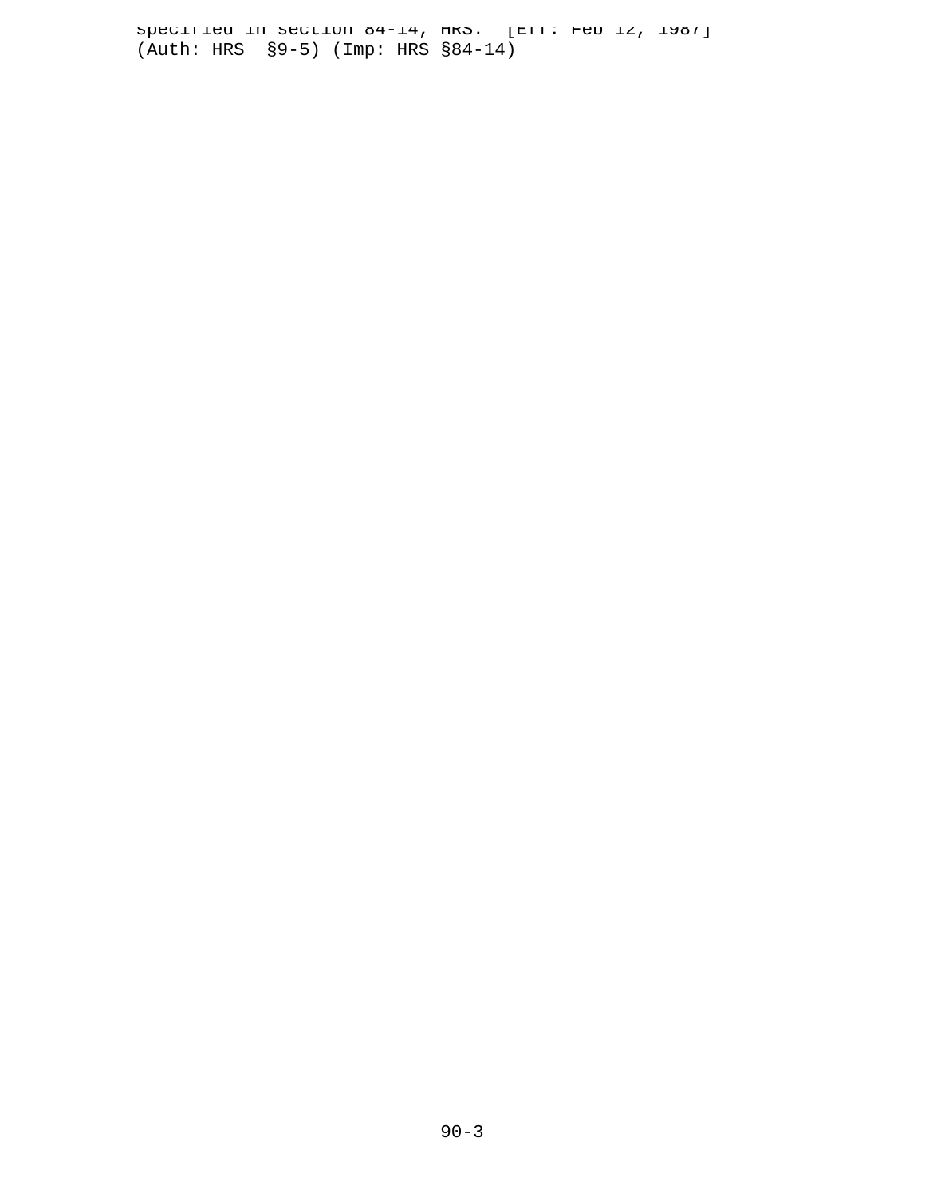specified in section 84-14, HRS. [Eff: Feb 12, 1987] (Auth: HRS §9-5) (Imp: HRS §84-14)